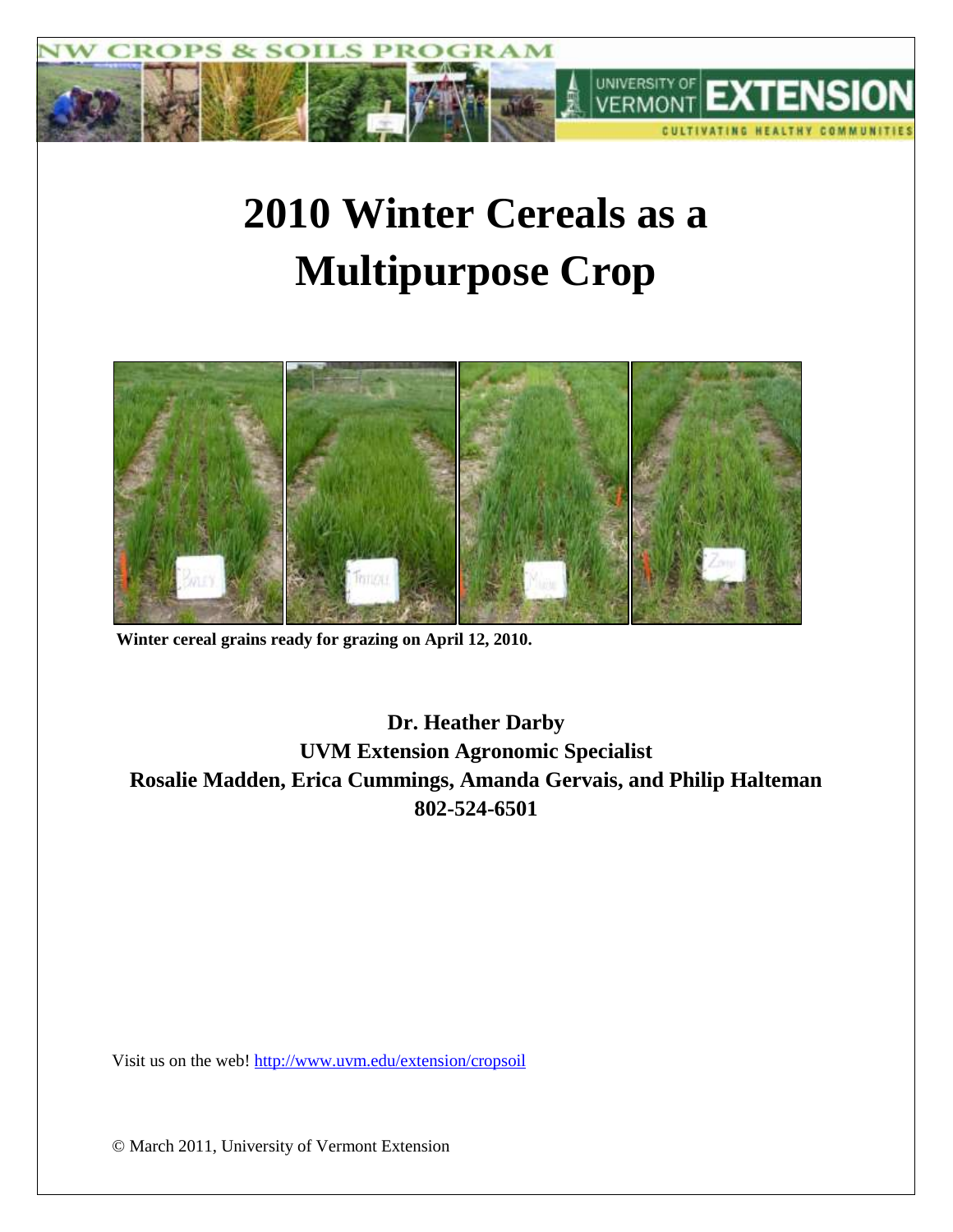NW CROPS & SOILS PROGRAM

UNIVERSITY OF VERMONT EXTENSION

CULTIVATING HEALTHY COMMUNITIES

# 2010 Winter Cereals as a Multipurpose Crop

**Winter cereal grains ready for grazing on April 12, 2010.**

**Dr. Heather Darby**
**UVM Extension Agronomic Specialist**
**Rosalie Madden, Erica Cummings, Amanda Gervais, and Philip Halteman**
**802-524-6501**

Visit us on the web! http://www.uvm.edu/extension/cropsoil

© March 2011, University of Vermont Extension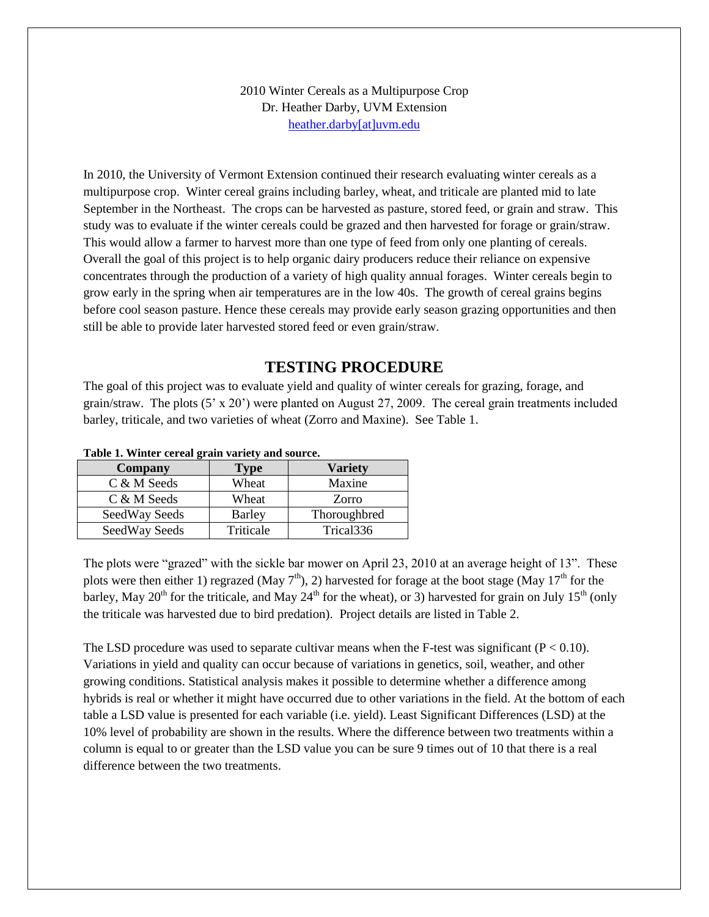2010 Winter Cereals as a Multipurpose Crop
Dr. Heather Darby, UVM Extension
heather.darby[at]uvm.edu

In 2010, the University of Vermont Extension continued their research evaluating winter cereals as a multipurpose crop. Winter cereal grains including barley, wheat, and triticale are planted mid to late September in the Northeast. The crops can be harvested as pasture, stored feed, or grain and straw. This study was to evaluate if the winter cereals could be grazed and then harvested for forage or grain/straw. This would allow a farmer to harvest more than one type of feed from only one planting of cereals. Overall the goal of this project is to help organic dairy producers reduce their reliance on expensive concentrates through the production of a variety of high quality annual forages. Winter cereals begin to grow early in the spring when air temperatures are in the low 40s. The growth of cereal grains begins before cool season pasture. Hence these cereals may provide early season grazing opportunities and then still be able to provide later harvested stored feed or even grain/straw.

## TESTING PROCEDURE

The goal of this project was to evaluate yield and quality of winter cereals for grazing, forage, and grain/straw. The plots (5' x 20') were planted on August 27, 2009. The cereal grain treatments included barley, triticale, and two varieties of wheat (Zorro and Maxine). See Table 1.

**Table 1. Winter cereal grain variety and source.**

| Company | Type | Variety |
|---|---|---|
| C & M Seeds | Wheat | Maxine |
| C & M Seeds | Wheat | Zorro |
| SeedWay Seeds | Barley | Thoroughbred |
| SeedWay Seeds | Triticale | Trical336 |

The plots were "grazed" with the sickle bar mower on April 23, 2010 at an average height of 13". These plots were then either 1) regrazed (May 7th), 2) harvested for forage at the boot stage (May 17th for the barley, May 20th for the triticale, and May 24th for the wheat), or 3) harvested for grain on July 15th (only the triticale was harvested due to bird predation). Project details are listed in Table 2.

The LSD procedure was used to separate cultivar means when the F-test was significant ($P < 0.10$). Variations in yield and quality can occur because of variations in genetics, soil, weather, and other growing conditions. Statistical analysis makes it possible to determine whether a difference among hybrids is real or whether it might have occurred due to other variations in the field. At the bottom of each table a LSD value is presented for each variable (i.e. yield). Least Significant Differences (LSD) at the 10% level of probability are shown in the results. Where the difference between two treatments within a column is equal to or greater than the LSD value you can be sure 9 times out of 10 that there is a real difference between the two treatments.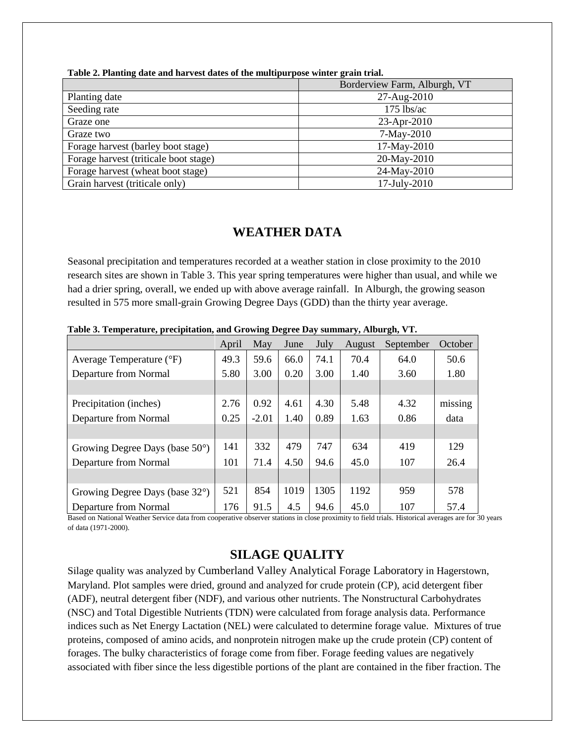**Table 2. Planting date and harvest dates of the multipurpose winter grain trial.**

| | Borderview Farm, Alburgh, VT |
|---|---|
| Planting date | 27-Aug-2010 |
| Seeding rate | 175 lbs/ac |
| Graze one | 23-Apr-2010 |
| Graze two | 7-May-2010 |
| Forage harvest (barley boot stage) | 17-May-2010 |
| Forage harvest (triticale boot stage) | 20-May-2010 |
| Forage harvest (wheat boot stage) | 24-May-2010 |
| Grain harvest (triticale only) | 17-July-2010 |

## WEATHER DATA

Seasonal precipitation and temperatures recorded at a weather station in close proximity to the 2010 research sites are shown in Table 3. This year spring temperatures were higher than usual, and while we had a drier spring, overall, we ended up with above average rainfall. In Alburgh, the growing season resulted in 575 more small-grain Growing Degree Days (GDD) than the thirty year average.

**Table 3. Temperature, precipitation, and Growing Degree Day summary, Alburgh, VT.**

| | April | May | June | July | August | September | October |
|---|---|---|---|---|---|---|---|
| Average Temperature (°F) | 49.3 | 59.6 | 66.0 | 74.1 | 70.4 | 64.0 | 50.6 |
| Departure from Normal | 5.80 | 3.00 | 0.20 | 3.00 | 1.40 | 3.60 | 1.80 |
| | | | | | | | |
| Precipitation (inches) | 2.76 | 0.92 | 4.61 | 4.30 | 5.48 | 4.32 | missing |
| Departure from Normal | 0.25 | -2.01 | 1.40 | 0.89 | 1.63 | 0.86 | data |
| | | | | | | | |
| Growing Degree Days (base 50°) | 141 | 332 | 479 | 747 | 634 | 419 | 129 |
| Departure from Normal | 101 | 71.4 | 4.50 | 94.6 | 45.0 | 107 | 26.4 |
| | | | | | | | |
| Growing Degree Days (base 32°) | 521 | 854 | 1019 | 1305 | 1192 | 959 | 578 |
| Departure from Normal | 176 | 91.5 | 4.5 | 94.6 | 45.0 | 107 | 57.4 |

Based on National Weather Service data from cooperative observer stations in close proximity to field trials. Historical averages are for 30 years of data (1971-2000).

## SILAGE QUALITY

Silage quality was analyzed by Cumberland Valley Analytical Forage Laboratory in Hagerstown, Maryland. Plot samples were dried, ground and analyzed for crude protein (CP), acid detergent fiber (ADF), neutral detergent fiber (NDF), and various other nutrients. The Nonstructural Carbohydrates (NSC) and Total Digestible Nutrients (TDN) were calculated from forage analysis data. Performance indices such as Net Energy Lactation (NEL) were calculated to determine forage value. Mixtures of true proteins, composed of amino acids, and nonprotein nitrogen make up the crude protein (CP) content of forages. The bulky characteristics of forage come from fiber. Forage feeding values are negatively associated with fiber since the less digestible portions of the plant are contained in the fiber fraction. The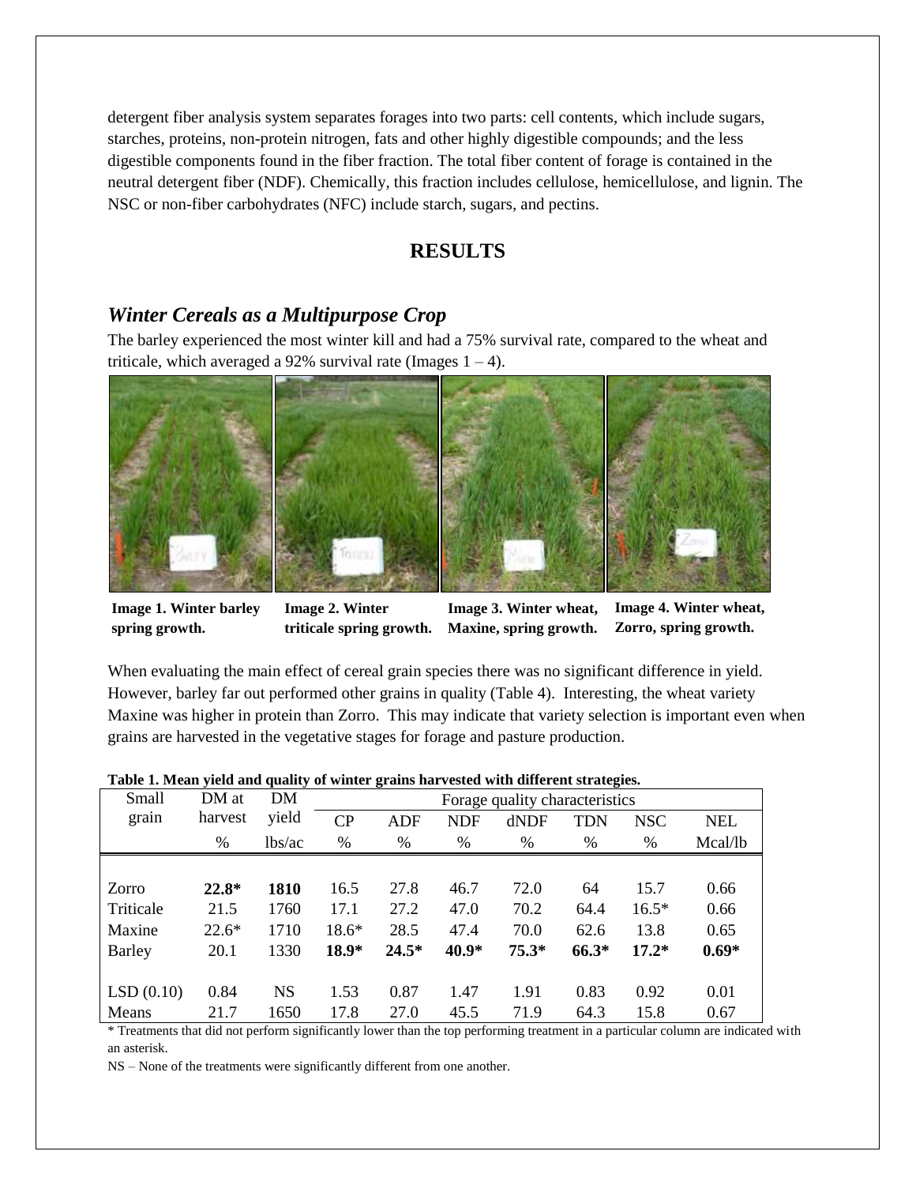detergent fiber analysis system separates forages into two parts: cell contents, which include sugars, starches, proteins, non-protein nitrogen, fats and other highly digestible compounds; and the less digestible components found in the fiber fraction. The total fiber content of forage is contained in the neutral detergent fiber (NDF). Chemically, this fraction includes cellulose, hemicellulose, and lignin. The NSC or non-fiber carbohydrates (NFC) include starch, sugars, and pectins.

# RESULTS

## *Winter Cereals as a Multipurpose Crop*

The barley experienced the most winter kill and had a 75% survival rate, compared to the wheat and triticale, which averaged a 92% survival rate (Images 1 – 4).

**Image 1. Winter barley spring growth.**

**Image 2. Winter triticale spring growth.**

**Image 3. Winter wheat, Maxine, spring growth.**

**Image 4. Winter wheat, Zorro, spring growth.**

When evaluating the main effect of cereal grain species there was no significant difference in yield. However, barley far out performed other grains in quality (Table 4). Interesting, the wheat variety Maxine was higher in protein than Zorro. This may indicate that variety selection is important even when grains are harvested in the vegetative stages for forage and pasture production.

**Table 1. Mean yield and quality of winter grains harvested with different strategies.**

| Small grain | DM at harvest | DM yield | Forage quality characteristics | | | | | | |
|---|---|---|---|---|---|---|---|---|---|
| | | | CP | ADF | NDF | dNDF | TDN | NSC | NEL |
| | % | lbs/ac | % | % | % | % | % | % | Mcal/lb |
| Zorro | **22.8*** | **1810** | 16.5 | 27.8 | 46.7 | 72.0 | 64 | 15.7 | 0.66 |
| Triticale | 21.5 | 1760 | 17.1 | 27.2 | 47.0 | 70.2 | 64.4 | 16.5* | 0.66 |
| Maxine | 22.6* | 1710 | 18.6* | 28.5 | 47.4 | 70.0 | 62.6 | 13.8 | 0.65 |
| Barley | 20.1 | 1330 | **18.9*** | **24.5*** | **40.9*** | **75.3*** | **66.3*** | **17.2*** | **0.69*** |
| LSD (0.10) | 0.84 | NS | 1.53 | 0.87 | 1.47 | 1.91 | 0.83 | 0.92 | 0.01 |
| Means | 21.7 | 1650 | 17.8 | 27.0 | 45.5 | 71.9 | 64.3 | 15.8 | 0.67 |

\* Treatments that did not perform significantly lower than the top performing treatment in a particular column are indicated with an asterisk.

NS – None of the treatments were significantly different from one another.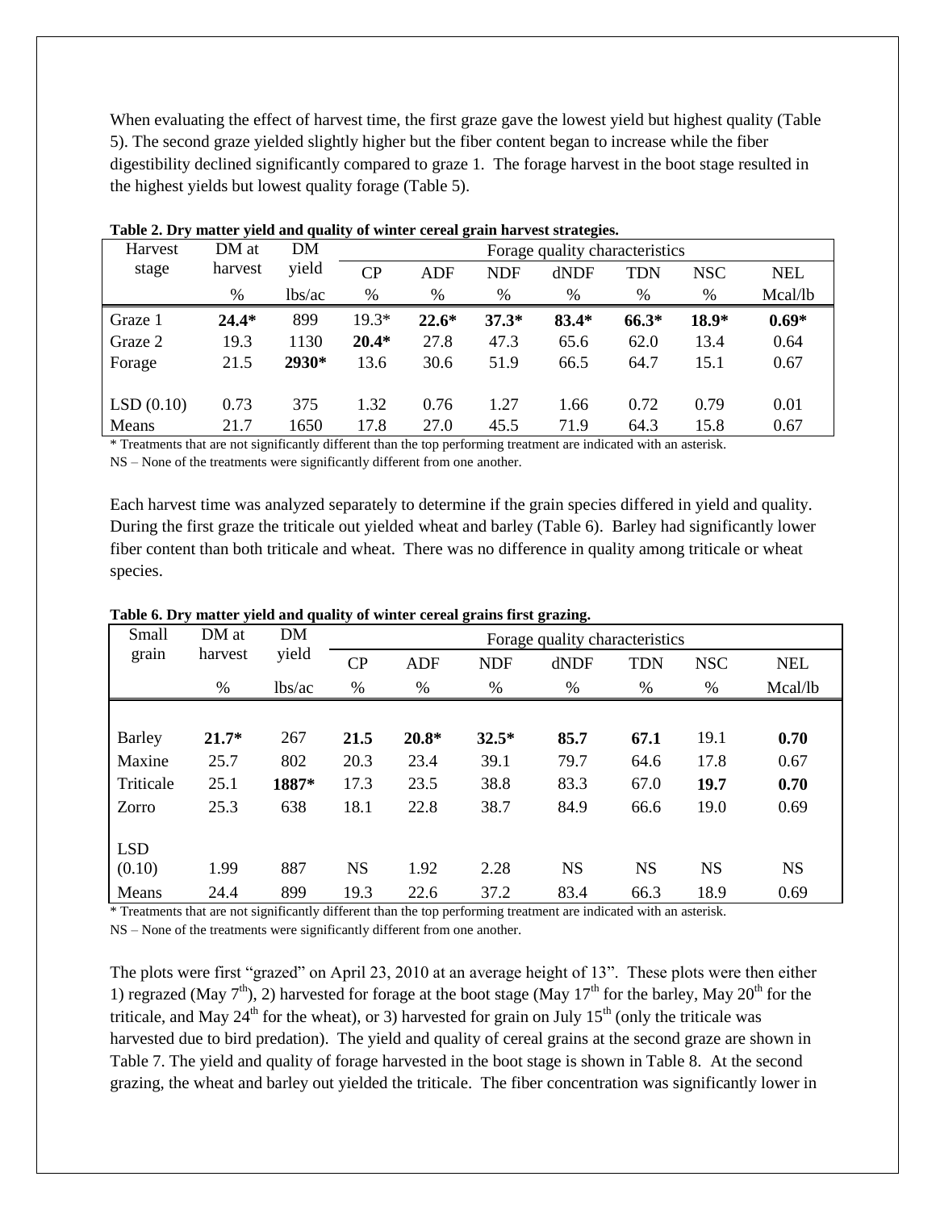When evaluating the effect of harvest time, the first graze gave the lowest yield but highest quality (Table 5). The second graze yielded slightly higher but the fiber content began to increase while the fiber digestibility declined significantly compared to graze 1. The forage harvest in the boot stage resulted in the highest yields but lowest quality forage (Table 5).

**Table 2. Dry matter yield and quality of winter cereal grain harvest strategies.**

| Harvest stage | DM at harvest | DM yield | Forage quality characteristics | | | | | | |
|---|---|---|---|---|---|---|---|---|---|
| | | | CP | ADF | NDF | dNDF | TDN | NSC | NEL |
| | % | lbs/ac | % | % | % | % | % | % | Mcal/lb |
| Graze 1 | **24.4*** | 899 | 19.3* | **22.6*** | **37.3*** | **83.4*** | **66.3*** | **18.9*** | **0.69*** |
| Graze 2 | 19.3 | 1130 | **20.4*** | 27.8 | 47.3 | 65.6 | 62.0 | 13.4 | 0.64 |
| Forage | 21.5 | **2930*** | 13.6 | 30.6 | 51.9 | 66.5 | 64.7 | 15.1 | 0.67 |
| LSD (0.10) | 0.73 | 375 | 1.32 | 0.76 | 1.27 | 1.66 | 0.72 | 0.79 | 0.01 |
| Means | 21.7 | 1650 | 17.8 | 27.0 | 45.5 | 71.9 | 64.3 | 15.8 | 0.67 |

\* Treatments that are not significantly different than the top performing treatment are indicated with an asterisk.
NS – None of the treatments were significantly different from one another.

Each harvest time was analyzed separately to determine if the grain species differed in yield and quality. During the first graze the triticale out yielded wheat and barley (Table 6). Barley had significantly lower fiber content than both triticale and wheat. There was no difference in quality among triticale or wheat species.

**Table 6. Dry matter yield and quality of winter cereal grains first grazing.**

| Small grain | DM at harvest | DM yield | Forage quality characteristics | | | | | | |
|---|---|---|---|---|---|---|---|---|---|
| | | | CP | ADF | NDF | dNDF | TDN | NSC | NEL |
| | % | lbs/ac | % | % | % | % | % | % | Mcal/lb |
| Barley | **21.7*** | 267 | **21.5** | **20.8*** | **32.5*** | **85.7** | **67.1** | 19.1 | **0.70** |
| Maxine | 25.7 | 802 | 20.3 | 23.4 | 39.1 | 79.7 | 64.6 | 17.8 | 0.67 |
| Triticale | 25.1 | **1887*** | 17.3 | 23.5 | 38.8 | 83.3 | 67.0 | **19.7** | **0.70** |
| Zorro | 25.3 | 638 | 18.1 | 22.8 | 38.7 | 84.9 | 66.6 | 19.0 | 0.69 |
| LSD (0.10) | 1.99 | 887 | NS | 1.92 | 2.28 | NS | NS | NS | NS |
| Means | 24.4 | 899 | 19.3 | 22.6 | 37.2 | 83.4 | 66.3 | 18.9 | 0.69 |

\* Treatments that are not significantly different than the top performing treatment are indicated with an asterisk.
NS – None of the treatments were significantly different from one another.

The plots were first "grazed" on April 23, 2010 at an average height of 13". These plots were then either 1) regrazed (May 7th), 2) harvested for forage at the boot stage (May 17th for the barley, May 20th for the triticale, and May 24th for the wheat), or 3) harvested for grain on July 15th (only the triticale was harvested due to bird predation). The yield and quality of cereal grains at the second graze are shown in Table 7. The yield and quality of forage harvested in the boot stage is shown in Table 8. At the second grazing, the wheat and barley out yielded the triticale. The fiber concentration was significantly lower in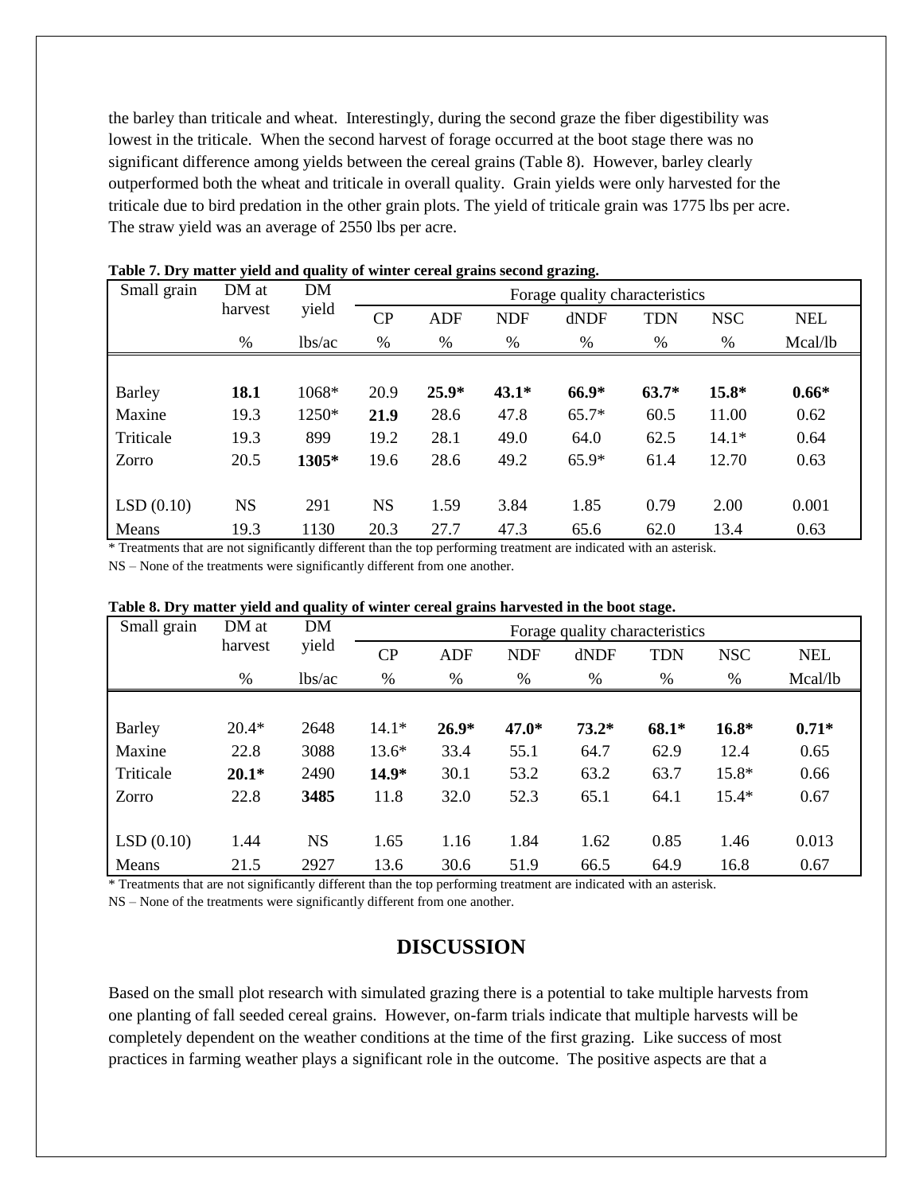the barley than triticale and wheat. Interestingly, during the second graze the fiber digestibility was lowest in the triticale. When the second harvest of forage occurred at the boot stage there was no significant difference among yields between the cereal grains (Table 8). However, barley clearly outperformed both the wheat and triticale in overall quality. Grain yields were only harvested for the triticale due to bird predation in the other grain plots. The yield of triticale grain was 1775 lbs per acre. The straw yield was an average of 2550 lbs per acre.

**Table 7. Dry matter yield and quality of winter cereal grains second grazing.**

| Small grain | DM at harvest | DM yield | Forage quality characteristics | | | | | | |
|---|---|---|---|---|---|---|---|---|---|
| | | | CP | ADF | NDF | dNDF | TDN | NSC | NEL |
| | % | lbs/ac | % | % | % | % | % | % | Mcal/lb |
| Barley | **18.1** | 1068* | 20.9 | **25.9*** | **43.1*** | **66.9*** | **63.7*** | **15.8*** | **0.66*** |
| Maxine | 19.3 | 1250* | **21.9** | 28.6 | 47.8 | 65.7* | 60.5 | 11.00 | 0.62 |
| Triticale | 19.3 | 899 | 19.2 | 28.1 | 49.0 | 64.0 | 62.5 | 14.1* | 0.64 |
| Zorro | 20.5 | **1305*** | 19.6 | 28.6 | 49.2 | 65.9* | 61.4 | 12.70 | 0.63 |
| LSD (0.10) | NS | 291 | NS | 1.59 | 3.84 | 1.85 | 0.79 | 2.00 | 0.001 |
| Means | 19.3 | 1130 | 20.3 | 27.7 | 47.3 | 65.6 | 62.0 | 13.4 | 0.63 |

\* Treatments that are not significantly different than the top performing treatment are indicated with an asterisk.
NS – None of the treatments were significantly different from one another.

**Table 8. Dry matter yield and quality of winter cereal grains harvested in the boot stage.**

| Small grain | DM at harvest | DM yield | Forage quality characteristics | | | | | | |
|---|---|---|---|---|---|---|---|---|---|
| | | | CP | ADF | NDF | dNDF | TDN | NSC | NEL |
| | % | lbs/ac | % | % | % | % | % | % | Mcal/lb |
| Barley | 20.4* | 2648 | 14.1* | **26.9*** | **47.0*** | **73.2*** | **68.1*** | **16.8*** | **0.71*** |
| Maxine | 22.8 | 3088 | 13.6* | 33.4 | 55.1 | 64.7 | 62.9 | 12.4 | 0.65 |
| Triticale | **20.1*** | 2490 | **14.9*** | 30.1 | 53.2 | 63.2 | 63.7 | 15.8* | 0.66 |
| Zorro | 22.8 | **3485** | 11.8 | 32.0 | 52.3 | 65.1 | 64.1 | 15.4* | 0.67 |
| LSD (0.10) | 1.44 | NS | 1.65 | 1.16 | 1.84 | 1.62 | 0.85 | 1.46 | 0.013 |
| Means | 21.5 | 2927 | 13.6 | 30.6 | 51.9 | 66.5 | 64.9 | 16.8 | 0.67 |

\* Treatments that are not significantly different than the top performing treatment are indicated with an asterisk.
NS – None of the treatments were significantly different from one another.

## DISCUSSION

Based on the small plot research with simulated grazing there is a potential to take multiple harvests from one planting of fall seeded cereal grains. However, on-farm trials indicate that multiple harvests will be completely dependent on the weather conditions at the time of the first grazing. Like success of most practices in farming weather plays a significant role in the outcome. The positive aspects are that a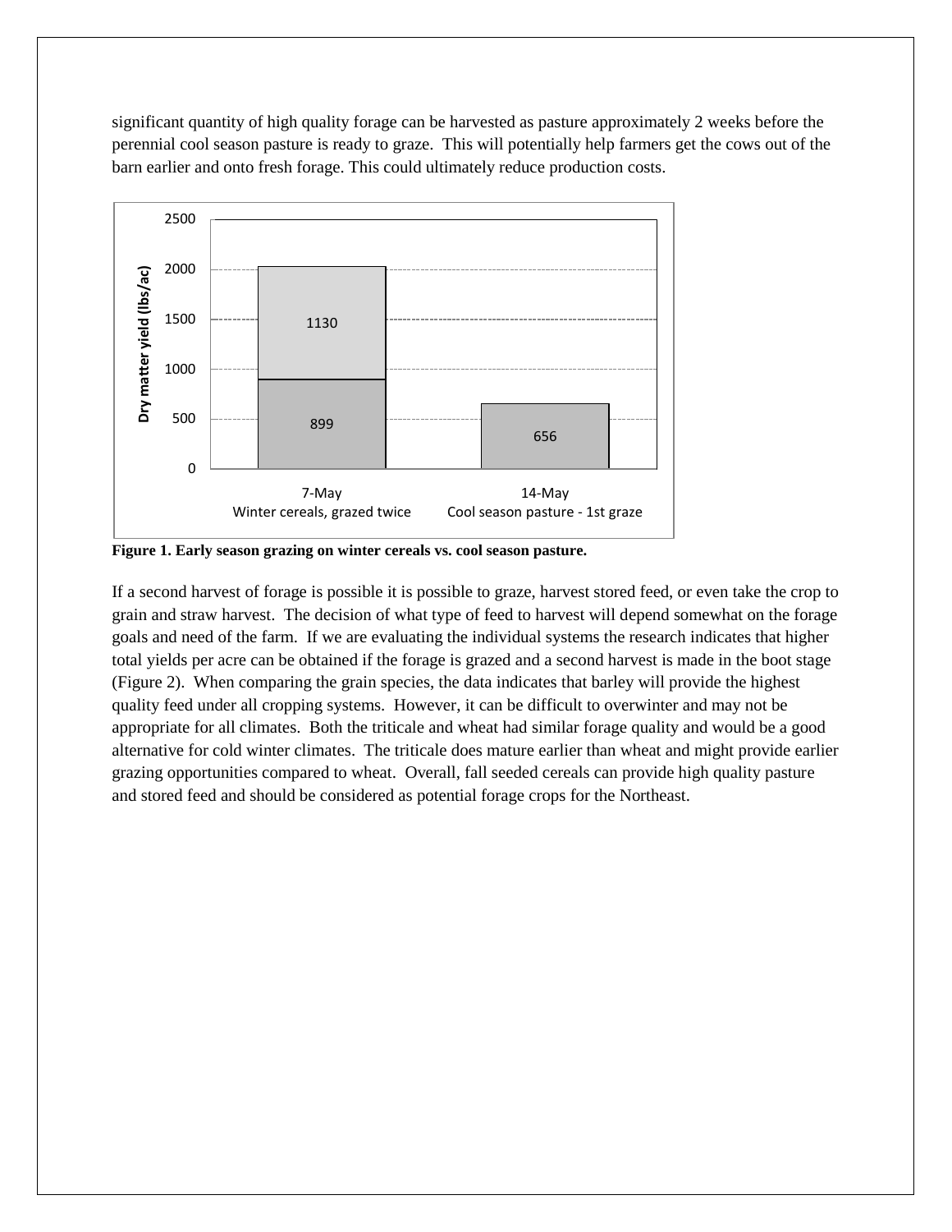significant quantity of high quality forage can be harvested as pasture approximately 2 weeks before the perennial cool season pasture is ready to graze. This will potentially help farmers get the cows out of the barn earlier and onto fresh forage. This could ultimately reduce production costs.

Dry matter yield (lbs/ac)

2500

2000

1500

1000

500

0

1130

899

656

7-May
Winter cereals, grazed twice

14-May
Cool season pasture - 1st graze

**Figure 1. Early season grazing on winter cereals vs. cool season pasture.**

If a second harvest of forage is possible it is possible to graze, harvest stored feed, or even take the crop to grain and straw harvest. The decision of what type of feed to harvest will depend somewhat on the forage goals and need of the farm. If we are evaluating the individual systems the research indicates that higher total yields per acre can be obtained if the forage is grazed and a second harvest is made in the boot stage (Figure 2). When comparing the grain species, the data indicates that barley will provide the highest quality feed under all cropping systems. However, it can be difficult to overwinter and may not be appropriate for all climates. Both the triticale and wheat had similar forage quality and would be a good alternative for cold winter climates. The triticale does mature earlier than wheat and might provide earlier grazing opportunities compared to wheat. Overall, fall seeded cereals can provide high quality pasture and stored feed and should be considered as potential forage crops for the Northeast.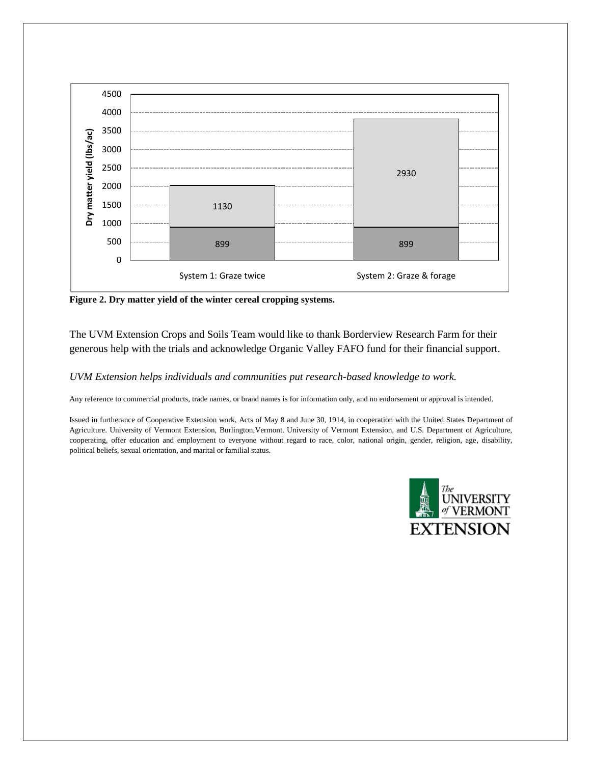4500
4000
3500
3000
2500
2000
1500
1000
500
0

Dry matter yield (lbs/ac)

1130
899
2930
899

System 1: Graze twice
System 2: Graze & forage

**Figure 2. Dry matter yield of the winter cereal cropping systems.**

The UVM Extension Crops and Soils Team would like to thank Borderview Research Farm for their generous help with the trials and acknowledge Organic Valley FAFO fund for their financial support.

*UVM Extension helps individuals and communities put research-based knowledge to work.*

Any reference to commercial products, trade names, or brand names is for information only, and no endorsement or approval is intended.

Issued in furtherance of Cooperative Extension work, Acts of May 8 and June 30, 1914, in cooperation with the United States Department of Agriculture. University of Vermont Extension, Burlington,Vermont. University of Vermont Extension, and U.S. Department of Agriculture, cooperating, offer education and employment to everyone without regard to race, color, national origin, gender, religion, age, disability, political beliefs, sexual orientation, and marital or familial status.

The UNIVERSITY of VERMONT EXTENSION